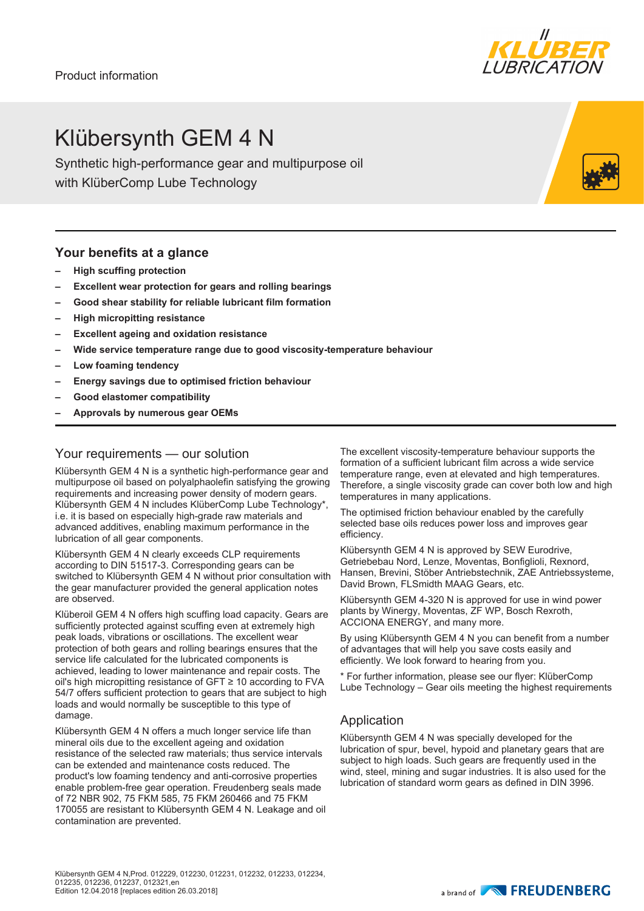Product information

# Klübersynth GEM 4 N

Synthetic high-performance gear and multipurpose oil with KlüberComp Lube Technology

## Your benefits at a glance

- **High scuffing protection**
- **Excellent wear protection for gears and rolling bearings**
- **Good shear stability for reliable lubricant film formation**
- **High micropitting resistance**
- **Excellent ageing and oxidation resistance**
- **Wide service temperature range due to good viscosity-temperature behaviour**
- **Low foaming tendency**
- **Energy savings due to optimised friction behaviour**
- **Good elastomer compatibility**
- **Approvals by numerous gear OEMs**

## Your requirements — our solution

Klübersynth GEM 4 N is a synthetic high-performance gear and multipurpose oil based on polyalphaolefin satisfying the growing requirements and increasing power density of modern gears. Klübersynth GEM 4 N includes KlüberComp Lube Technology*, i.e. it is based on especially high-grade raw materials and advanced additives, enabling maximum performance in the lubrication of all gear components.

Klübersynth GEM 4 N clearly exceeds CLP requirements according to DIN 51517-3. Corresponding gears can be switched to Klübersynth GEM 4 N without prior consultation with the gear manufacturer provided the general application notes are observed.

Klüberoil GEM 4 N offers high scuffing load capacity. Gears are sufficiently protected against scuffing even at extremely high peak loads, vibrations or oscillations. The excellent wear protection of both gears and rolling bearings ensures that the service life calculated for the lubricated components is achieved, leading to lower maintenance and repair costs. The oil's high micropitting resistance of GFT ≥ 10 according to FVA 54/7 offers sufficient protection to gears that are subject to high loads and would normally be susceptible to this type of damage.

Klübersynth GEM 4 N offers a much longer service life than mineral oils due to the excellent ageing and oxidation resistance of the selected raw materials; thus service intervals can be extended and maintenance costs reduced. The product's low foaming tendency and anti-corrosive properties enable problem-free gear operation. Freudenberg seals made of 72 NBR 902, 75 FKM 585, 75 FKM 260466 and 75 FKM 170055 are resistant to Klübersynth GEM 4 N. Leakage and oil contamination are prevented.

The excellent viscosity-temperature behaviour supports the formation of a sufficient lubricant film across a wide service temperature range, even at elevated and high temperatures. Therefore, a single viscosity grade can cover both low and high temperatures in many applications.

The optimised friction behaviour enabled by the carefully selected base oils reduces power loss and improves gear efficiency.

Klübersynth GEM 4 N is approved by SEW Eurodrive, Getriebebau Nord, Lenze, Moventas, Bonfiglioli, Rexnord, Hansen, Brevini, Stöber Antriebstechnik, ZAE Antriebssysteme, David Brown, FLSmidth MAAG Gears, etc.

Klübersynth GEM 4-320 N is approved for use in wind power plants by Winergy, Moventas, ZF WP, Bosch Rexroth, ACCIONA ENERGY, and many more.

By using Klübersynth GEM 4 N you can benefit from a number of advantages that will help you save costs easily and efficiently. We look forward to hearing from you.

* For further information, please see our flyer: KlüberComp Lube Technology – Gear oils meeting the highest requirements

## Application

Klübersynth GEM 4 N was specially developed for the lubrication of spur, bevel, hypoid and planetary gears that are subject to high loads. Such gears are frequently used in the wind, steel, mining and sugar industries. It is also used for the lubrication of standard worm gears as defined in DIN 3996.

Klübersynth GEM 4 N,Prod. 012229, 012230, 012231, 012232, 012233, 012234, 012235, 012236, 012237, 012321,en
Edition 12.04.2018 [replaces edition 26.03.2018]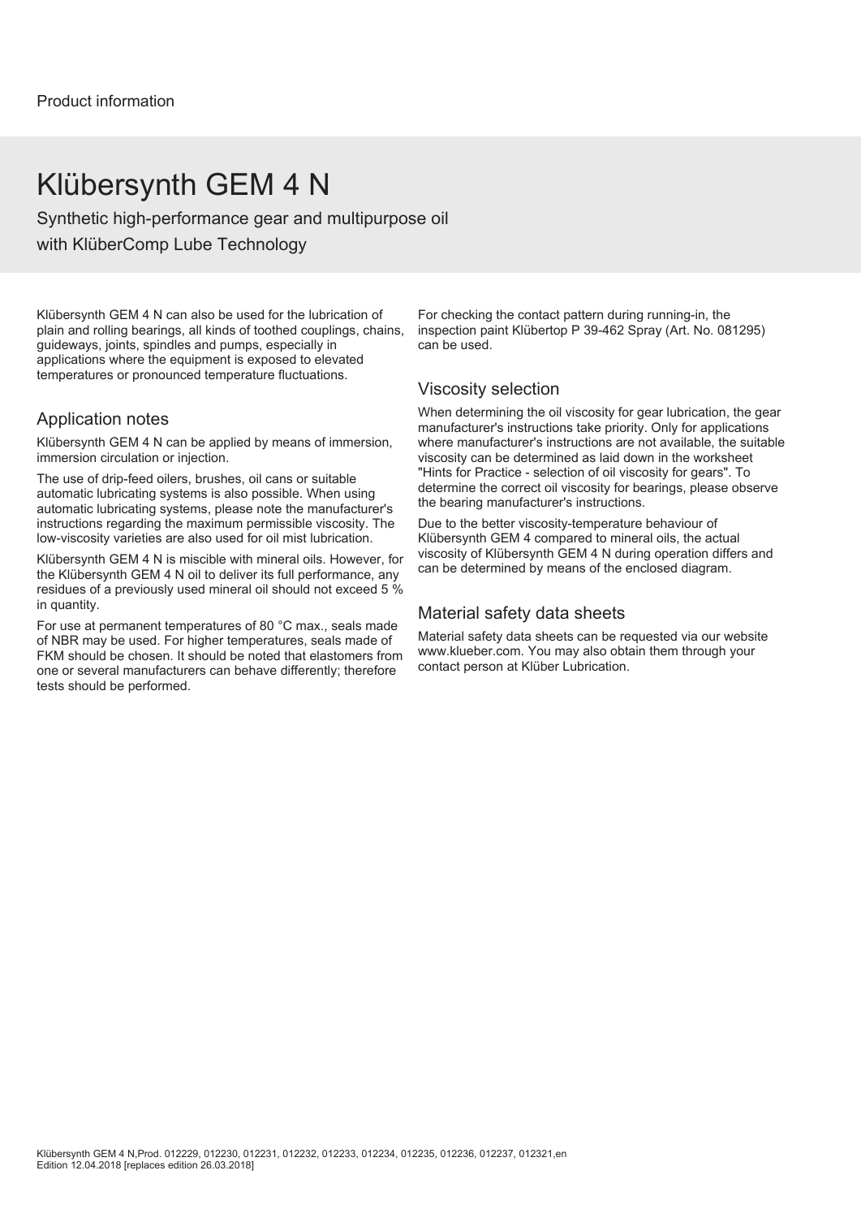Product information

# Klübersynth GEM 4 N

Synthetic high-performance gear and multipurpose oil
with KlüberComp Lube Technology

Klübersynth GEM 4 N can also be used for the lubrication of plain and rolling bearings, all kinds of toothed couplings, chains, guideways, joints, spindles and pumps, especially in applications where the equipment is exposed to elevated temperatures or pronounced temperature fluctuations.

## Application notes

Klübersynth GEM 4 N can be applied by means of immersion, immersion circulation or injection.

The use of drip-feed oilers, brushes, oil cans or suitable automatic lubricating systems is also possible. When using automatic lubricating systems, please note the manufacturer's instructions regarding the maximum permissible viscosity. The low-viscosity varieties are also used for oil mist lubrication.

Klübersynth GEM 4 N is miscible with mineral oils. However, for the Klübersynth GEM 4 N oil to deliver its full performance, any residues of a previously used mineral oil should not exceed 5 % in quantity.

For use at permanent temperatures of 80 °C max., seals made of NBR may be used. For higher temperatures, seals made of FKM should be chosen. It should be noted that elastomers from one or several manufacturers can behave differently; therefore tests should be performed.

For checking the contact pattern during running-in, the inspection paint Klübertop P 39-462 Spray (Art. No. 081295) can be used.

## Viscosity selection

When determining the oil viscosity for gear lubrication, the gear manufacturer's instructions take priority. Only for applications where manufacturer's instructions are not available, the suitable viscosity can be determined as laid down in the worksheet "Hints for Practice - selection of oil viscosity for gears". To determine the correct oil viscosity for bearings, please observe the bearing manufacturer's instructions.

Due to the better viscosity-temperature behaviour of Klübersynth GEM 4 compared to mineral oils, the actual viscosity of Klübersynth GEM 4 N during operation differs and can be determined by means of the enclosed diagram.

## Material safety data sheets

Material safety data sheets can be requested via our website www.klueber.com. You may also obtain them through your contact person at Klüber Lubrication.

Klübersynth GEM 4 N,Prod. 012229, 012230, 012231, 012232, 012233, 012234, 012235, 012236, 012237, 012321,en
Edition 12.04.2018 [replaces edition 26.03.2018]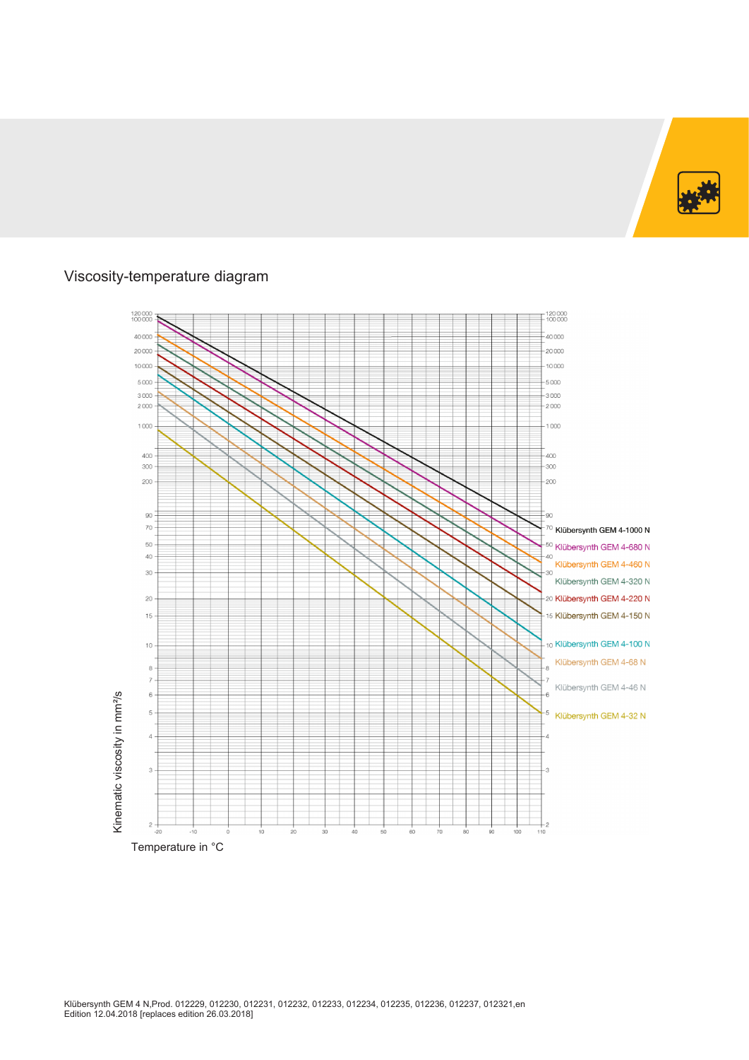## Viscosity-temperature diagram

Kinematic viscosity in mm²/s

Temperature in °C

Klübersynth GEM 4-1000 N

Klübersynth GEM 4-680 N

Klübersynth GEM 4-460 N

Klübersynth GEM 4-320 N

Klübersynth GEM 4-220 N

Klübersynth GEM 4-150 N

Klübersynth GEM 4-100 N

Klübersynth GEM 4-68 N

Klübersynth GEM 4-46 N

Klübersynth GEM 4-32 N

Klübersynth GEM 4 N,Prod. 012229, 012230, 012231, 012232, 012233, 012234, 012235, 012236, 012237, 012321,en
Edition 12.04.2018 [replaces edition 26.03.2018]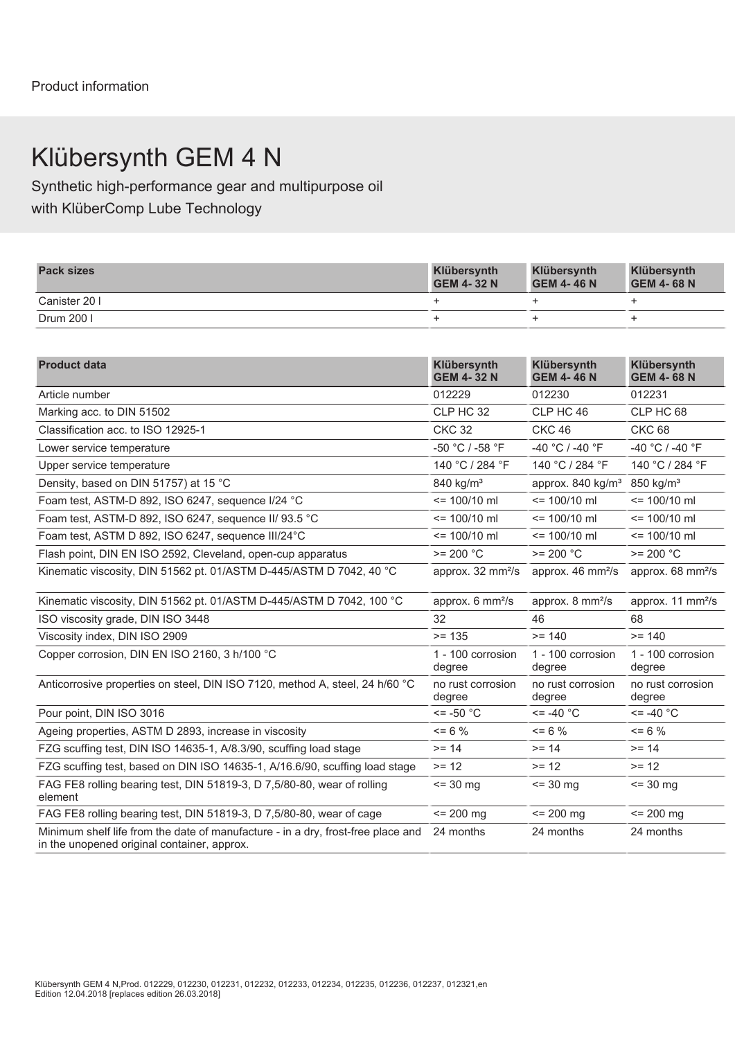Product information

# Klübersynth GEM 4 N

Synthetic high-performance gear and multipurpose oil
with KlüberComp Lube Technology

| Pack sizes | Klübersynth GEM 4- 32 N | Klübersynth GEM 4- 46 N | Klübersynth GEM 4- 68 N |
|---|---|---|---|
| Canister 20 l | + | + | + |
| Drum 200 l | + | + | + |

| Product data | Klübersynth GEM 4- 32 N | Klübersynth GEM 4- 46 N | Klübersynth GEM 4- 68 N |
|---|---|---|---|
| Article number | 012229 | 012230 | 012231 |
| Marking acc. to DIN 51502 | CLP HC 32 | CLP HC 46 | CLP HC 68 |
| Classification acc. to ISO 12925-1 | CKC 32 | CKC 46 | CKC 68 |
| Lower service temperature | -50 °C / -58 °F | -40 °C / -40 °F | -40 °C / -40 °F |
| Upper service temperature | 140 °C / 284 °F | 140 °C / 284 °F | 140 °C / 284 °F |
| Density, based on DIN 51757) at 15 °C | 840 kg/m³ | approx. 840 kg/m³ | 850 kg/m³ |
| Foam test, ASTM-D 892, ISO 6247, sequence I/24 °C | <= 100/10 ml | <= 100/10 ml | <= 100/10 ml |
| Foam test, ASTM-D 892, ISO 6247, sequence II/ 93.5 °C | <= 100/10 ml | <= 100/10 ml | <= 100/10 ml |
| Foam test, ASTM D 892, ISO 6247, sequence III/24°C | <= 100/10 ml | <= 100/10 ml | <= 100/10 ml |
| Flash point, DIN EN ISO 2592, Cleveland, open-cup apparatus | >= 200 °C | >= 200 °C | >= 200 °C |
| Kinematic viscosity, DIN 51562 pt. 01/ASTM D-445/ASTM D 7042, 40 °C | approx. 32 mm²/s | approx. 46 mm²/s | approx. 68 mm²/s |
| Kinematic viscosity, DIN 51562 pt. 01/ASTM D-445/ASTM D 7042, 100 °C | approx. 6 mm²/s | approx. 8 mm²/s | approx. 11 mm²/s |
| ISO viscosity grade, DIN ISO 3448 | 32 | 46 | 68 |
| Viscosity index, DIN ISO 2909 | >= 135 | >= 140 | >= 140 |
| Copper corrosion, DIN EN ISO 2160, 3 h/100 °C | 1 - 100 corrosion degree | 1 - 100 corrosion degree | 1 - 100 corrosion degree |
| Anticorrosive properties on steel, DIN ISO 7120, method A, steel, 24 h/60 °C | no rust corrosion degree | no rust corrosion degree | no rust corrosion degree |
| Pour point, DIN ISO 3016 | <= -50 °C | <= -40 °C | <= -40 °C |
| Ageing properties, ASTM D 2893, increase in viscosity | <= 6 % | <= 6 % | <= 6 % |
| FZG scuffing test, DIN ISO 14635-1, A/8.3/90, scuffing load stage | >= 14 | >= 14 | >= 14 |
| FZG scuffing test, based on DIN ISO 14635-1, A/16.6/90, scuffing load stage | >= 12 | >= 12 | >= 12 |
| FAG FE8 rolling bearing test, DIN 51819-3, D 7,5/80-80, wear of rolling element | <= 30 mg | <= 30 mg | <= 30 mg |
| FAG FE8 rolling bearing test, DIN 51819-3, D 7,5/80-80, wear of cage | <= 200 mg | <= 200 mg | <= 200 mg |
| Minimum shelf life from the date of manufacture - in a dry, frost-free place and in the unopened original container, approx. | 24 months | 24 months | 24 months |

Klübersynth GEM 4 N,Prod. 012229, 012230, 012231, 012232, 012233, 012234, 012235, 012236, 012237, 012321,en
Edition 12.04.2018 [replaces edition 26.03.2018]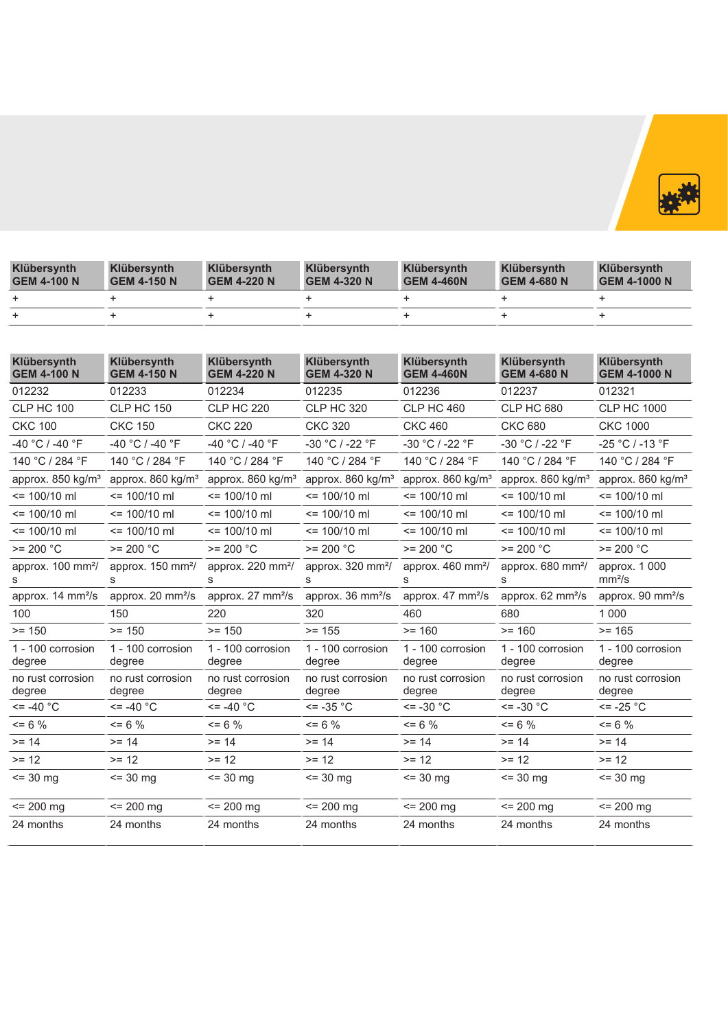| Klübersynth GEM 4-100 N | Klübersynth GEM 4-150 N | Klübersynth GEM 4-220 N | Klübersynth GEM 4-320 N | Klübersynth GEM 4-460N | Klübersynth GEM 4-680 N | Klübersynth GEM 4-1000 N |
|---|---|---|---|---|---|---|
| + | + | + | + | + | + | + |
| + | + | + | + | + | + | + |

| Klübersynth GEM 4-100 N | Klübersynth GEM 4-150 N | Klübersynth GEM 4-220 N | Klübersynth GEM 4-320 N | Klübersynth GEM 4-460N | Klübersynth GEM 4-680 N | Klübersynth GEM 4-1000 N |
|---|---|---|---|---|---|---|
| 012232 | 012233 | 012234 | 012235 | 012236 | 012237 | 012321 |
| CLP HC 100 | CLP HC 150 | CLP HC 220 | CLP HC 320 | CLP HC 460 | CLP HC 680 | CLP HC 1000 |
| CKC 100 | CKC 150 | CKC 220 | CKC 320 | CKC 460 | CKC 680 | CKC 1000 |
| -40 °C / -40 °F | -40 °C / -40 °F | -40 °C / -40 °F | -30 °C / -22 °F | -30 °C / -22 °F | -30 °C / -22 °F | -25 °C / -13 °F |
| 140 °C / 284 °F | 140 °C / 284 °F | 140 °C / 284 °F | 140 °C / 284 °F | 140 °C / 284 °F | 140 °C / 284 °F | 140 °C / 284 °F |
| approx. 850 kg/m³ | approx. 860 kg/m³ | approx. 860 kg/m³ | approx. 860 kg/m³ | approx. 860 kg/m³ | approx. 860 kg/m³ | approx. 860 kg/m³ |
| <= 100/10 ml | <= 100/10 ml | <= 100/10 ml | <= 100/10 ml | <= 100/10 ml | <= 100/10 ml | <= 100/10 ml |
| <= 100/10 ml | <= 100/10 ml | <= 100/10 ml | <= 100/10 ml | <= 100/10 ml | <= 100/10 ml | <= 100/10 ml |
| <= 100/10 ml | <= 100/10 ml | <= 100/10 ml | <= 100/10 ml | <= 100/10 ml | <= 100/10 ml | <= 100/10 ml |
| >= 200 °C | >= 200 °C | >= 200 °C | >= 200 °C | >= 200 °C | >= 200 °C | >= 200 °C |
| approx. 100 mm²/s | approx. 150 mm²/s | approx. 220 mm²/s | approx. 320 mm²/s | approx. 460 mm²/s | approx. 680 mm²/s | approx. 1 000 mm²/s |
| approx. 14 mm²/s | approx. 20 mm²/s | approx. 27 mm²/s | approx. 36 mm²/s | approx. 47 mm²/s | approx. 62 mm²/s | approx. 90 mm²/s |
| 100 | 150 | 220 | 320 | 460 | 680 | 1 000 |
| >= 150 | >= 150 | >= 150 | >= 155 | >= 160 | >= 160 | >= 165 |
| 1 - 100 corrosion degree | 1 - 100 corrosion degree | 1 - 100 corrosion degree | 1 - 100 corrosion degree | 1 - 100 corrosion degree | 1 - 100 corrosion degree | 1 - 100 corrosion degree |
| no rust corrosion degree | no rust corrosion degree | no rust corrosion degree | no rust corrosion degree | no rust corrosion degree | no rust corrosion degree | no rust corrosion degree |
| <= -40 °C | <= -40 °C | <= -40 °C | <= -35 °C | <= -30 °C | <= -30 °C | <= -25 °C |
| <= 6 % | <= 6 % | <= 6 % | <= 6 % | <= 6 % | <= 6 % | <= 6 % |
| >= 14 | >= 14 | >= 14 | >= 14 | >= 14 | >= 14 | >= 14 |
| >= 12 | >= 12 | >= 12 | >= 12 | >= 12 | >= 12 | >= 12 |
| <= 30 mg | <= 30 mg | <= 30 mg | <= 30 mg | <= 30 mg | <= 30 mg | <= 30 mg |
| <= 200 mg | <= 200 mg | <= 200 mg | <= 200 mg | <= 200 mg | <= 200 mg | <= 200 mg |
| 24 months | 24 months | 24 months | 24 months | 24 months | 24 months | 24 months |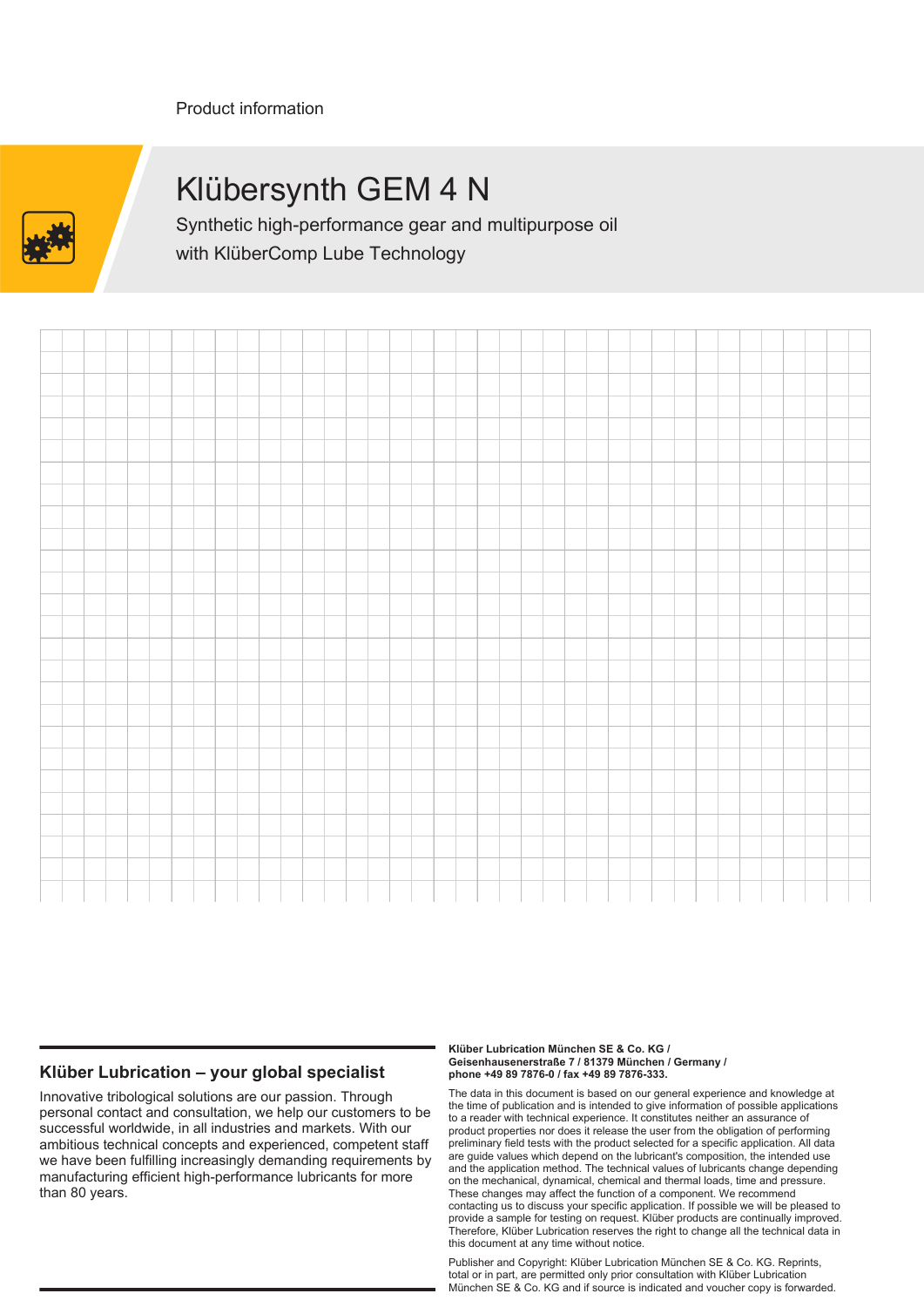Product information

# Klübersynth GEM 4 N

Synthetic high-performance gear and multipurpose oil
with KlüberComp Lube Technology

## Klüber Lubrication – your global specialist

Innovative tribological solutions are our passion. Through personal contact and consultation, we help our customers to be successful worldwide, in all industries and markets. With our ambitious technical concepts and experienced, competent staff we have been fulfilling increasingly demanding requirements by manufacturing efficient high-performance lubricants for more than 80 years.

**Klüber Lubrication München SE & Co. KG / Geisenhausenerstraße 7 / 81379 München / Germany / phone +49 89 7876-0 / fax +49 89 7876-333.**

The data in this document is based on our general experience and knowledge at the time of publication and is intended to give information of possible applications to a reader with technical experience. It constitutes neither an assurance of product properties nor does it release the user from the obligation of performing preliminary field tests with the product selected for a specific application. All data are guide values which depend on the lubricant's composition, the intended use and the application method. The technical values of lubricants change depending on the mechanical, dynamical, chemical and thermal loads, time and pressure. These changes may affect the function of a component. We recommend contacting us to discuss your specific application. If possible we will be pleased to provide a sample for testing on request. Klüber products are continually improved. Therefore, Klüber Lubrication reserves the right to change all the technical data in this document at any time without notice.

Publisher and Copyright: Klüber Lubrication München SE & Co. KG. Reprints, total or in part, are permitted only prior consultation with Klüber Lubrication München SE & Co. KG and if source is indicated and voucher copy is forwarded.